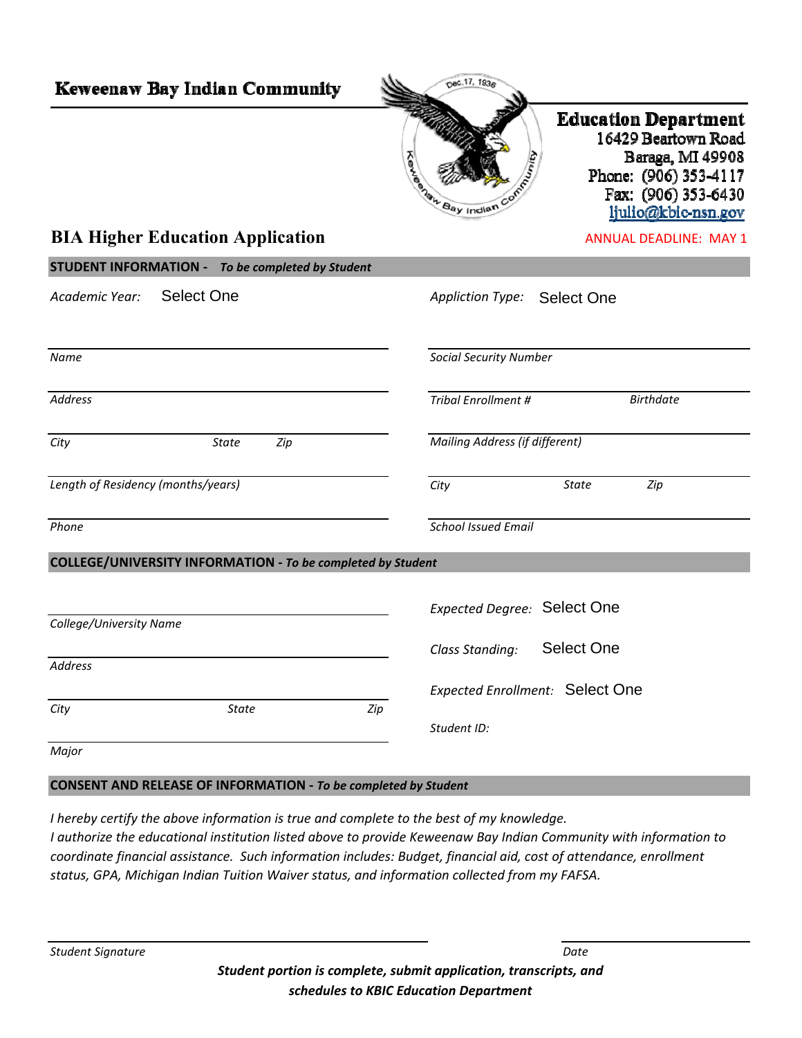**Keweenaw Bay Indian Community**

**Education Department**
16429 Beartown Road
Baraga, MI 49908
Phone: (906) 353-4117
Fax: (906) 353-6430
ljulio@kbic-nsn.gov

# BIA Higher Education Application

ANNUAL DEADLINE: MAY 1

## STUDENT INFORMATION - *To be completed by Student*

*Academic Year:* Select One

*Appliction Type:* Select One

*Name*

*Social Security Number*

*Address*

*Tribal Enrollment #* *Birthdate*

*City* *State* *Zip*

*Mailing Address (if different)*

*Length of Residency (months/years)*

*City* *State* *Zip*

*Phone*

*School Issued Email*

## COLLEGE/UNIVERSITY INFORMATION - *To be completed by Student*

*College/University Name*

*Expected Degree:* Select One

*Address*

*Class Standing:* Select One

*City* *State* *Zip*

*Expected Enrollment:* Select One

*Major*

*Student ID:*

## CONSENT AND RELEASE OF INFORMATION - *To be completed by Student*

*I hereby certify the above information is true and complete to the best of my knowledge.*
*I authorize the educational institution listed above to provide Keweenaw Bay Indian Community with information to coordinate financial assistance. Such information includes: Budget, financial aid, cost of attendance, enrollment status, GPA, Michigan Indian Tuition Waiver status, and information collected from my FAFSA.*

*Student Signature* *Date*

***Student portion is complete, submit application, transcripts, and schedules to KBIC Education Department***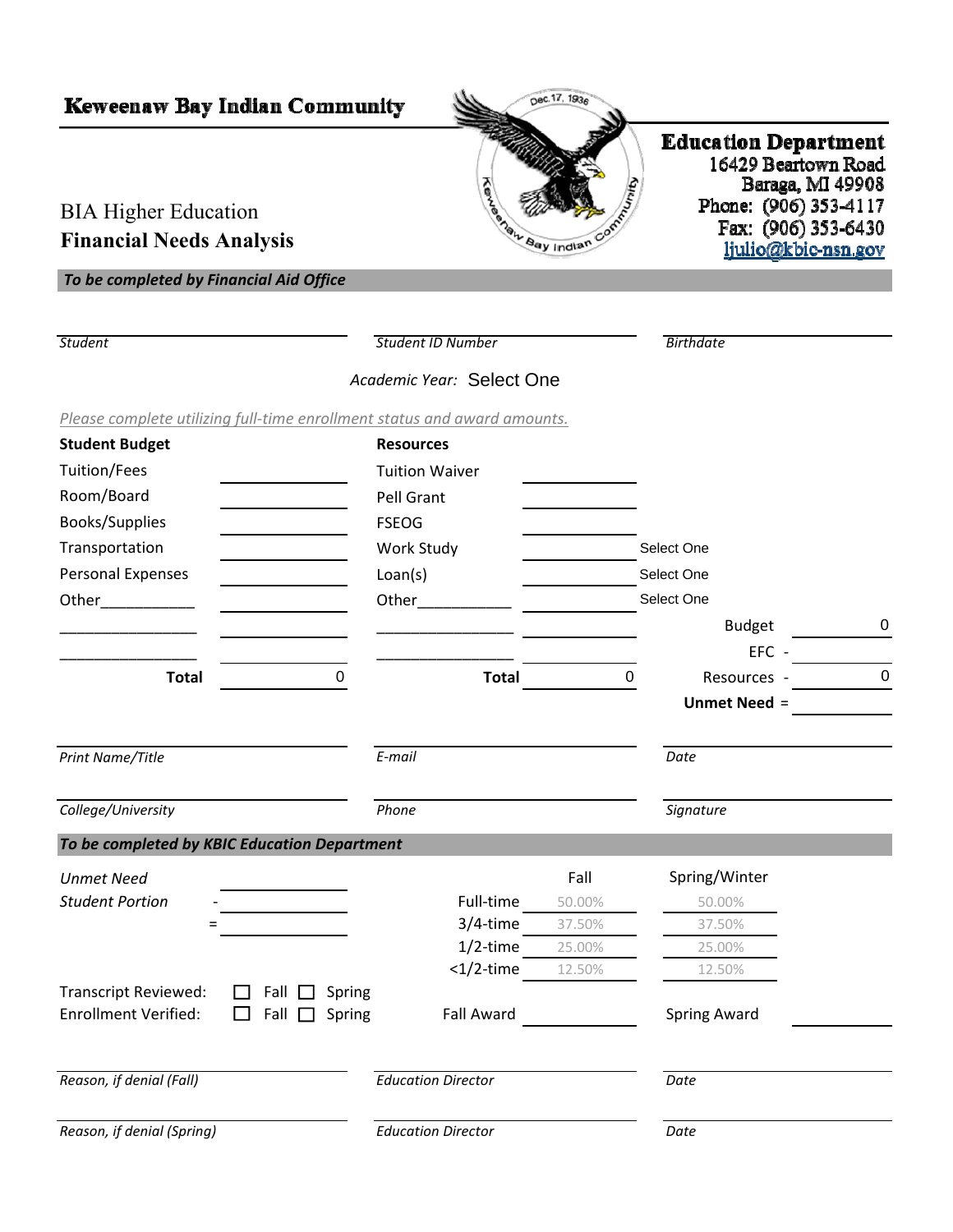**Keweenaw Bay Indian Community**

BIA Higher Education
**Financial Needs Analysis**

**Education Department**
16429 Beartown Road
Baraga, MI 49908
Phone: (906) 353-4117
Fax: (906) 353-6430
ljulio@kbic-nsn.gov

***To be completed by Financial Aid Office***

| | | |
|---|---|---|
| *Student* | *Student ID Number* | *Birthdate* |

*Academic Year:* Select One

*Please complete utilizing full-time enrollment status and award amounts.*

| **Student Budget** | | **Resources** | | | |
|---|---|---|---|---|---|
| Tuition/Fees | | Tuition Waiver | | | |
| Room/Board | | Pell Grant | | | |
| Books/Supplies | | FSEOG | | | |
| Transportation | | Work Study | | Select One | |
| Personal Expenses | | Loan(s) | | Select One | |
| Other___________ | | Other___________ | | Select One | |
| ________________ | | ________________ | | Budget | 0 |
| ________________ | | ________________ | | EFC - | |
| **Total** | 0 | **Total** | 0 | Resources - | 0 |
| | | | | **Unmet Need** = | |

| | | |
|---|---|---|
| *Print Name/Title* | *E-mail* | *Date* |
| *College/University* | *Phone* | *Signature* |

***To be completed by KBIC Education Department***

| | | | Fall | Spring/Winter |
|---|---|---|---|---|
| *Unmet Need* | | | | |
| *Student Portion* | - | Full-time | 50.00% | 50.00% |
| | = | 3/4-time | 37.50% | 37.50% |
| | | 1/2-time | 25.00% | 25.00% |
| | | <1/2-time | 12.50% | 12.50% |

Transcript Reviewed: ☐ Fall ☐ Spring

Enrollment Verified: ☐ Fall ☐ Spring

Fall Award ____________ Spring Award ____________

| | | |
|---|---|---|
| *Reason, if denial (Fall)* | *Education Director* | *Date* |
| *Reason, if denial (Spring)* | *Education Director* | *Date* |